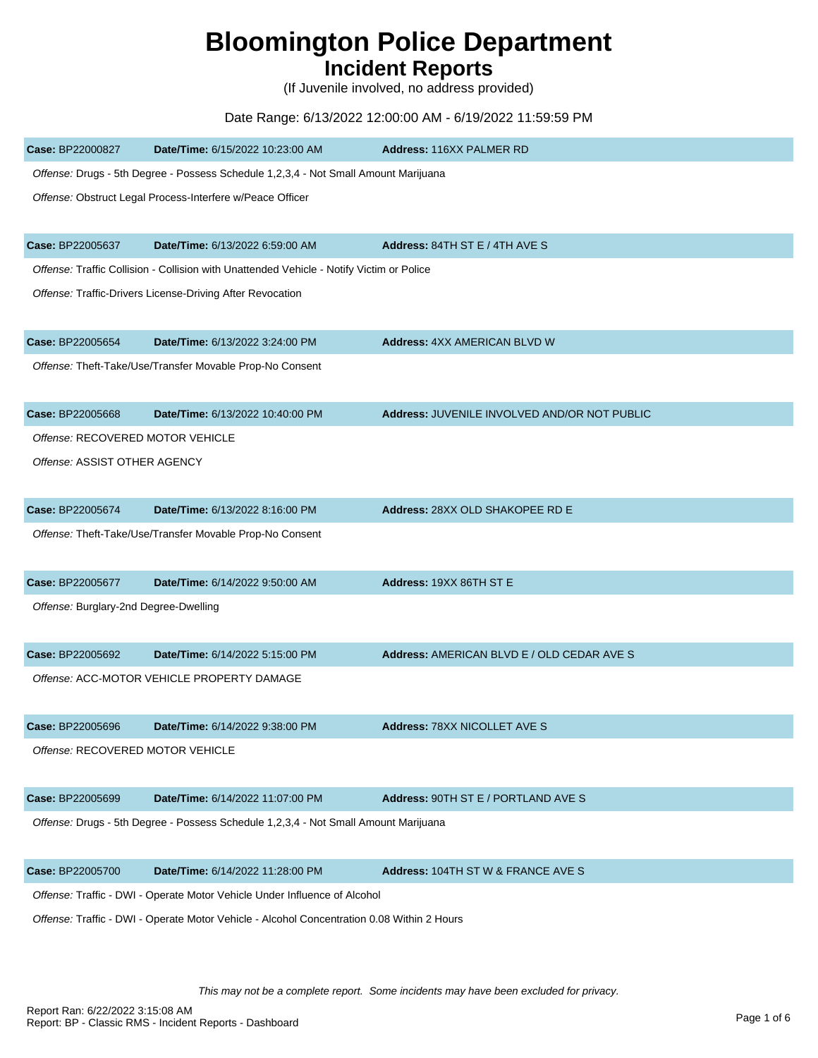# Bloomington Police Department
## Incident Reports
(If Juvenile involved, no address provided)

Date Range: 6/13/2022 12:00:00 AM - 6/19/2022 11:59:59 PM

**Case:** BP22000827 **Date/Time:** 6/15/2022 10:23:00 AM **Address:** 116XX PALMER RD

*Offense:* Drugs - 5th Degree - Possess Schedule 1,2,3,4 - Not Small Amount Marijuana

*Offense:* Obstruct Legal Process-Interfere w/Peace Officer

**Case:** BP22005637 **Date/Time:** 6/13/2022 6:59:00 AM **Address:** 84TH ST E / 4TH AVE S

*Offense:* Traffic Collision - Collision with Unattended Vehicle - Notify Victim or Police

*Offense:* Traffic-Drivers License-Driving After Revocation

**Case:** BP22005654 **Date/Time:** 6/13/2022 3:24:00 PM **Address:** 4XX AMERICAN BLVD W

*Offense:* Theft-Take/Use/Transfer Movable Prop-No Consent

**Case:** BP22005668 **Date/Time:** 6/13/2022 10:40:00 PM **Address:** JUVENILE INVOLVED AND/OR NOT PUBLIC

*Offense:* RECOVERED MOTOR VEHICLE

*Offense:* ASSIST OTHER AGENCY

**Case:** BP22005674 **Date/Time:** 6/13/2022 8:16:00 PM **Address:** 28XX OLD SHAKOPEE RD E

*Offense:* Theft-Take/Use/Transfer Movable Prop-No Consent

**Case:** BP22005677 **Date/Time:** 6/14/2022 9:50:00 AM **Address:** 19XX 86TH ST E

*Offense:* Burglary-2nd Degree-Dwelling

**Case:** BP22005692 **Date/Time:** 6/14/2022 5:15:00 PM **Address:** AMERICAN BLVD E / OLD CEDAR AVE S

*Offense:* ACC-MOTOR VEHICLE PROPERTY DAMAGE

**Case:** BP22005696 **Date/Time:** 6/14/2022 9:38:00 PM **Address:** 78XX NICOLLET AVE S

*Offense:* RECOVERED MOTOR VEHICLE

**Case:** BP22005699 **Date/Time:** 6/14/2022 11:07:00 PM **Address:** 90TH ST E / PORTLAND AVE S

*Offense:* Drugs - 5th Degree - Possess Schedule 1,2,3,4 - Not Small Amount Marijuana

**Case:** BP22005700 **Date/Time:** 6/14/2022 11:28:00 PM **Address:** 104TH ST W & FRANCE AVE S

*Offense:* Traffic - DWI - Operate Motor Vehicle Under Influence of Alcohol

*Offense:* Traffic - DWI - Operate Motor Vehicle - Alcohol Concentration 0.08 Within 2 Hours

*This may not be a complete report. Some incidents may have been excluded for privacy.*

Report Ran: 6/22/2022 3:15:08 AM
Report: BP - Classic RMS - Incident Reports - Dashboard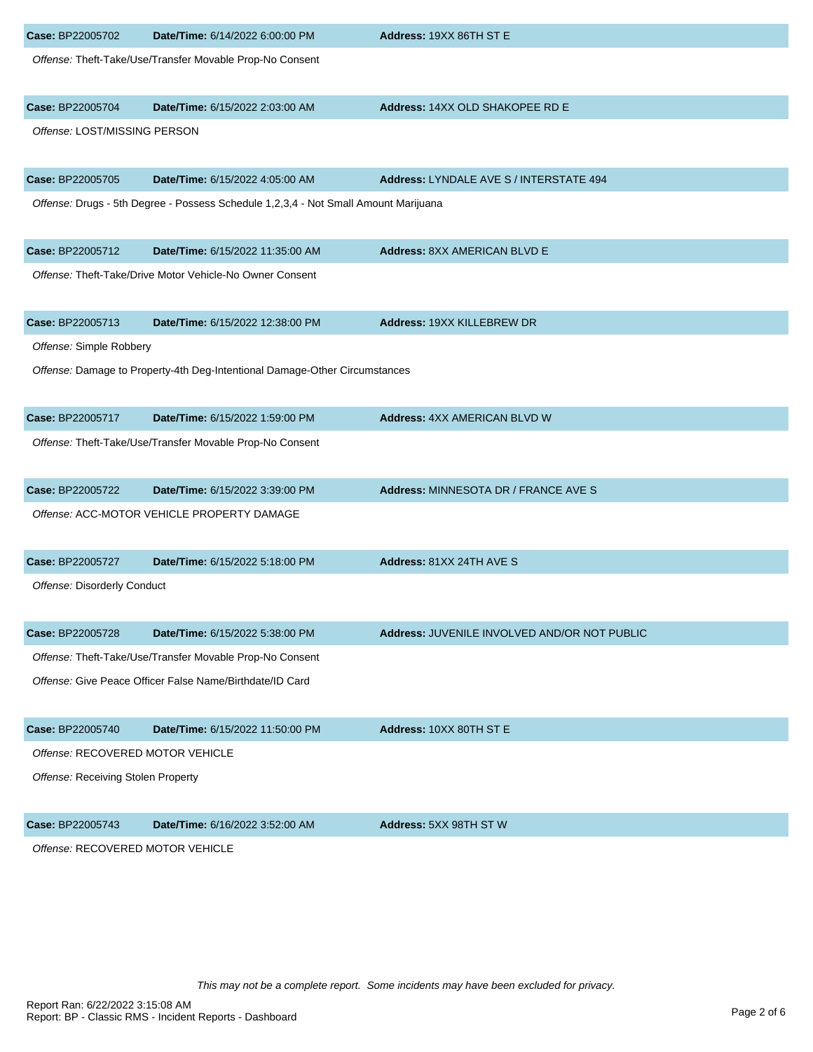**Case:** BP22005702 **Date/Time:** 6/14/2022 6:00:00 PM **Address:** 19XX 86TH ST E

*Offense:* Theft-Take/Use/Transfer Movable Prop-No Consent

**Case:** BP22005704 **Date/Time:** 6/15/2022 2:03:00 AM **Address:** 14XX OLD SHAKOPEE RD E

*Offense:* LOST/MISSING PERSON

**Case:** BP22005705 **Date/Time:** 6/15/2022 4:05:00 AM **Address:** LYNDALE AVE S / INTERSTATE 494

*Offense:* Drugs - 5th Degree - Possess Schedule 1,2,3,4 - Not Small Amount Marijuana

**Case:** BP22005712 **Date/Time:** 6/15/2022 11:35:00 AM **Address:** 8XX AMERICAN BLVD E

*Offense:* Theft-Take/Drive Motor Vehicle-No Owner Consent

**Case:** BP22005713 **Date/Time:** 6/15/2022 12:38:00 PM **Address:** 19XX KILLEBREW DR

*Offense:* Simple Robbery

*Offense:* Damage to Property-4th Deg-Intentional Damage-Other Circumstances

**Case:** BP22005717 **Date/Time:** 6/15/2022 1:59:00 PM **Address:** 4XX AMERICAN BLVD W

*Offense:* Theft-Take/Use/Transfer Movable Prop-No Consent

**Case:** BP22005722 **Date/Time:** 6/15/2022 3:39:00 PM **Address:** MINNESOTA DR / FRANCE AVE S

*Offense:* ACC-MOTOR VEHICLE PROPERTY DAMAGE

**Case:** BP22005727 **Date/Time:** 6/15/2022 5:18:00 PM **Address:** 81XX 24TH AVE S

*Offense:* Disorderly Conduct

**Case:** BP22005728 **Date/Time:** 6/15/2022 5:38:00 PM **Address:** JUVENILE INVOLVED AND/OR NOT PUBLIC

*Offense:* Theft-Take/Use/Transfer Movable Prop-No Consent

*Offense:* Give Peace Officer False Name/Birthdate/ID Card

**Case:** BP22005740 **Date/Time:** 6/15/2022 11:50:00 PM **Address:** 10XX 80TH ST E

*Offense:* RECOVERED MOTOR VEHICLE

*Offense:* Receiving Stolen Property

**Case:** BP22005743 **Date/Time:** 6/16/2022 3:52:00 AM **Address:** 5XX 98TH ST W

*Offense:* RECOVERED MOTOR VEHICLE

*This may not be a complete report. Some incidents may have been excluded for privacy.*

Report Ran: 6/22/2022 3:15:08 AM
Report: BP - Classic RMS - Incident Reports - Dashboard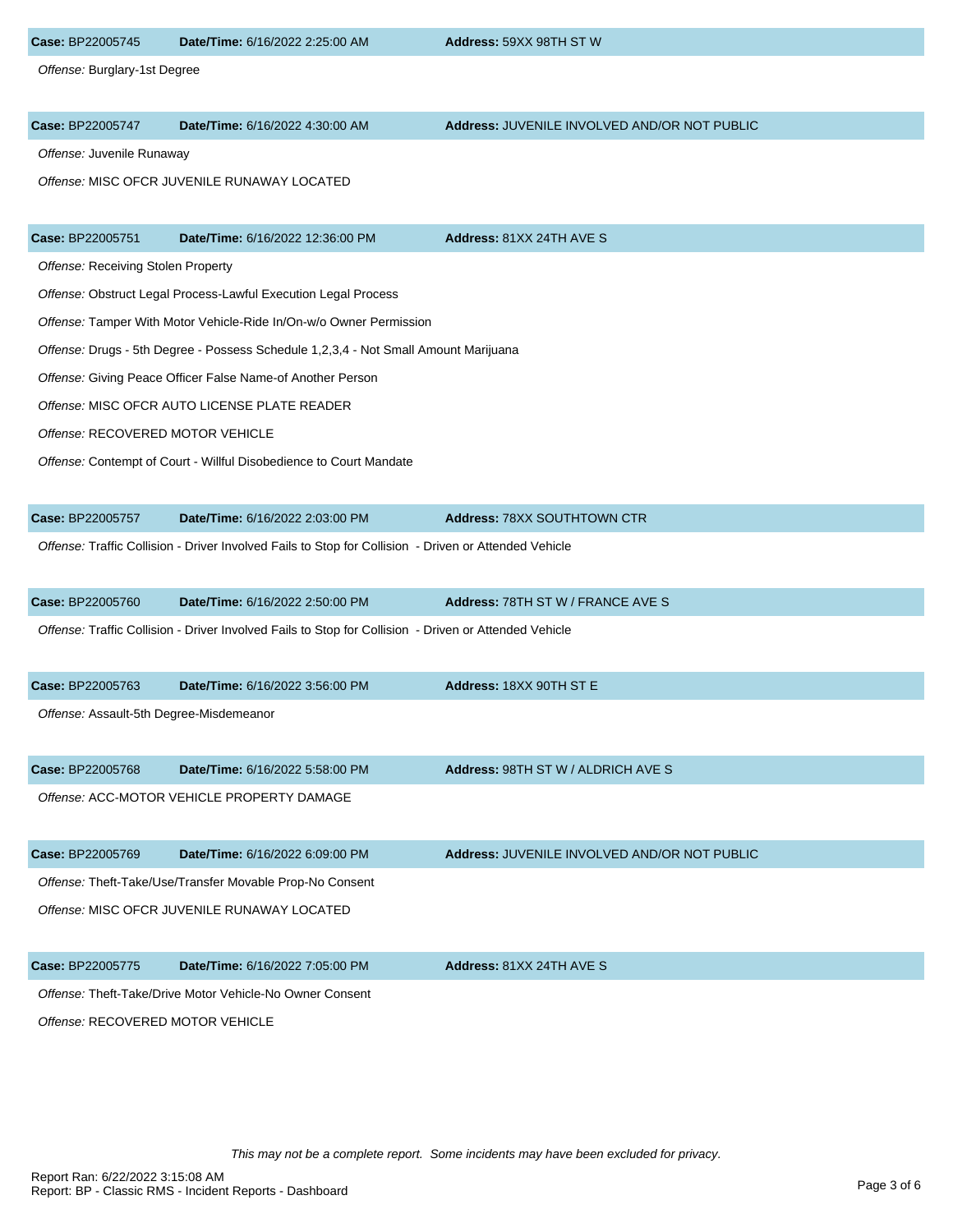**Case:** BP22005745 **Date/Time:** 6/16/2022 2:25:00 AM **Address:** 59XX 98TH ST W

*Offense:* Burglary-1st Degree

**Case:** BP22005747 **Date/Time:** 6/16/2022 4:30:00 AM **Address:** JUVENILE INVOLVED AND/OR NOT PUBLIC

*Offense:* Juvenile Runaway

*Offense:* MISC OFCR JUVENILE RUNAWAY LOCATED

**Case:** BP22005751 **Date/Time:** 6/16/2022 12:36:00 PM **Address:** 81XX 24TH AVE S

*Offense:* Receiving Stolen Property

*Offense:* Obstruct Legal Process-Lawful Execution Legal Process

*Offense:* Tamper With Motor Vehicle-Ride In/On-w/o Owner Permission

*Offense:* Drugs - 5th Degree - Possess Schedule 1,2,3,4 - Not Small Amount Marijuana

*Offense:* Giving Peace Officer False Name-of Another Person

*Offense:* MISC OFCR AUTO LICENSE PLATE READER

*Offense:* RECOVERED MOTOR VEHICLE

*Offense:* Contempt of Court - Willful Disobedience to Court Mandate

**Case:** BP22005757 **Date/Time:** 6/16/2022 2:03:00 PM **Address:** 78XX SOUTHTOWN CTR

*Offense:* Traffic Collision - Driver Involved Fails to Stop for Collision - Driven or Attended Vehicle

**Case:** BP22005760 **Date/Time:** 6/16/2022 2:50:00 PM **Address:** 78TH ST W / FRANCE AVE S

*Offense:* Traffic Collision - Driver Involved Fails to Stop for Collision - Driven or Attended Vehicle

**Case:** BP22005763 **Date/Time:** 6/16/2022 3:56:00 PM **Address:** 18XX 90TH ST E

*Offense:* Assault-5th Degree-Misdemeanor

**Case:** BP22005768 **Date/Time:** 6/16/2022 5:58:00 PM **Address:** 98TH ST W / ALDRICH AVE S

*Offense:* ACC-MOTOR VEHICLE PROPERTY DAMAGE

**Case:** BP22005769 **Date/Time:** 6/16/2022 6:09:00 PM **Address:** JUVENILE INVOLVED AND/OR NOT PUBLIC

*Offense:* Theft-Take/Use/Transfer Movable Prop-No Consent

*Offense:* MISC OFCR JUVENILE RUNAWAY LOCATED

**Case:** BP22005775 **Date/Time:** 6/16/2022 7:05:00 PM **Address:** 81XX 24TH AVE S

*Offense:* Theft-Take/Drive Motor Vehicle-No Owner Consent

*Offense:* RECOVERED MOTOR VEHICLE

*This may not be a complete report. Some incidents may have been excluded for privacy.*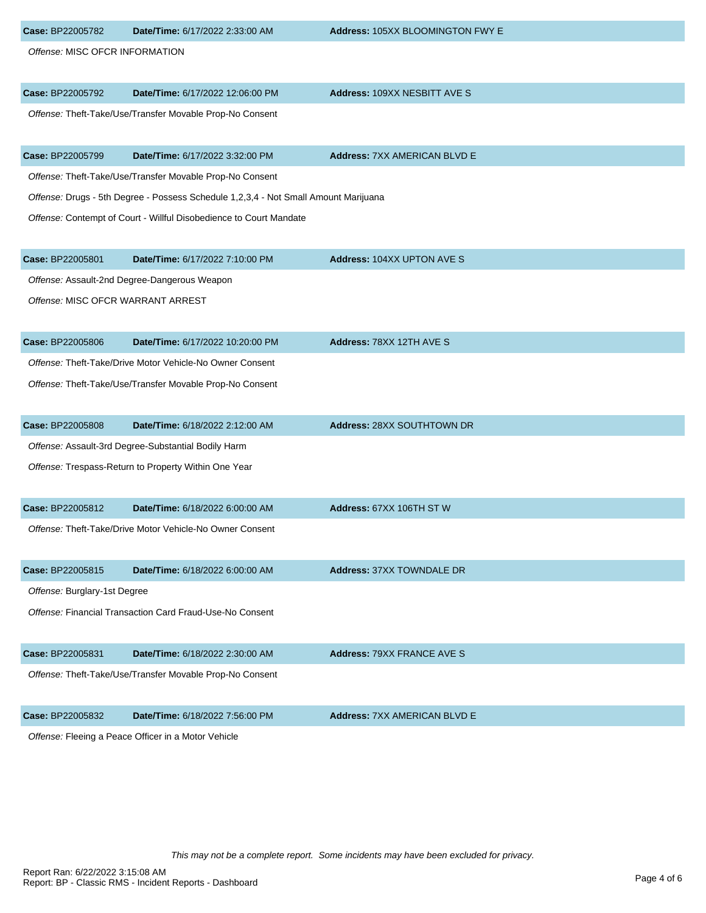**Case:** BP22005782 | **Date/Time:** 6/17/2022 2:33:00 AM | **Address:** 105XX BLOOMINGTON FWY E

*Offense:* MISC OFCR INFORMATION

**Case:** BP22005792 | **Date/Time:** 6/17/2022 12:06:00 PM | **Address:** 109XX NESBITT AVE S

*Offense:* Theft-Take/Use/Transfer Movable Prop-No Consent

**Case:** BP22005799 | **Date/Time:** 6/17/2022 3:32:00 PM | **Address:** 7XX AMERICAN BLVD E

*Offense:* Theft-Take/Use/Transfer Movable Prop-No Consent

*Offense:* Drugs - 5th Degree - Possess Schedule 1,2,3,4 - Not Small Amount Marijuana

*Offense:* Contempt of Court - Willful Disobedience to Court Mandate

**Case:** BP22005801 | **Date/Time:** 6/17/2022 7:10:00 PM | **Address:** 104XX UPTON AVE S

*Offense:* Assault-2nd Degree-Dangerous Weapon

*Offense:* MISC OFCR WARRANT ARREST

**Case:** BP22005806 | **Date/Time:** 6/17/2022 10:20:00 PM | **Address:** 78XX 12TH AVE S

*Offense:* Theft-Take/Drive Motor Vehicle-No Owner Consent

*Offense:* Theft-Take/Use/Transfer Movable Prop-No Consent

**Case:** BP22005808 | **Date/Time:** 6/18/2022 2:12:00 AM | **Address:** 28XX SOUTHTOWN DR

*Offense:* Assault-3rd Degree-Substantial Bodily Harm

*Offense:* Trespass-Return to Property Within One Year

**Case:** BP22005812 | **Date/Time:** 6/18/2022 6:00:00 AM | **Address:** 67XX 106TH ST W

*Offense:* Theft-Take/Drive Motor Vehicle-No Owner Consent

**Case:** BP22005815 | **Date/Time:** 6/18/2022 6:00:00 AM | **Address:** 37XX TOWNDALE DR

*Offense:* Burglary-1st Degree

*Offense:* Financial Transaction Card Fraud-Use-No Consent

**Case:** BP22005831 | **Date/Time:** 6/18/2022 2:30:00 AM | **Address:** 79XX FRANCE AVE S

*Offense:* Theft-Take/Use/Transfer Movable Prop-No Consent

**Case:** BP22005832 | **Date/Time:** 6/18/2022 7:56:00 PM | **Address:** 7XX AMERICAN BLVD E

*Offense:* Fleeing a Peace Officer in a Motor Vehicle

*This may not be a complete report. Some incidents may have been excluded for privacy.*

Report Ran: 6/22/2022 3:15:08 AM
Report: BP - Classic RMS - Incident Reports - Dashboard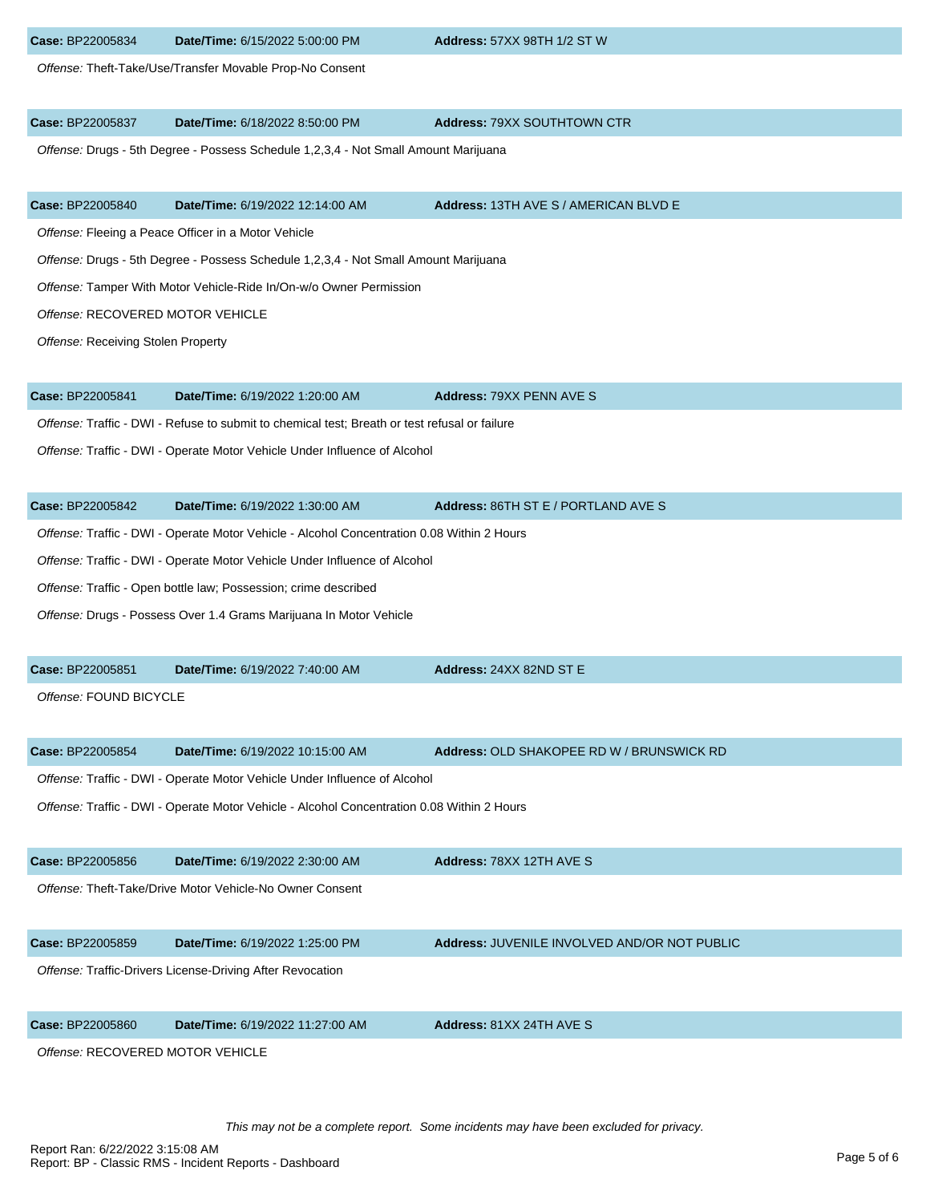**Case:** BP22005834 **Date/Time:** 6/15/2022 5:00:00 PM **Address:** 57XX 98TH 1/2 ST W

*Offense:* Theft-Take/Use/Transfer Movable Prop-No Consent

**Case:** BP22005837 **Date/Time:** 6/18/2022 8:50:00 PM **Address:** 79XX SOUTHTOWN CTR

*Offense:* Drugs - 5th Degree - Possess Schedule 1,2,3,4 - Not Small Amount Marijuana

**Case:** BP22005840 **Date/Time:** 6/19/2022 12:14:00 AM **Address:** 13TH AVE S / AMERICAN BLVD E

*Offense:* Fleeing a Peace Officer in a Motor Vehicle

*Offense:* Drugs - 5th Degree - Possess Schedule 1,2,3,4 - Not Small Amount Marijuana

*Offense:* Tamper With Motor Vehicle-Ride In/On-w/o Owner Permission

*Offense:* RECOVERED MOTOR VEHICLE

*Offense:* Receiving Stolen Property

**Case:** BP22005841 **Date/Time:** 6/19/2022 1:20:00 AM **Address:** 79XX PENN AVE S

*Offense:* Traffic - DWI - Refuse to submit to chemical test; Breath or test refusal or failure

*Offense:* Traffic - DWI - Operate Motor Vehicle Under Influence of Alcohol

**Case:** BP22005842 **Date/Time:** 6/19/2022 1:30:00 AM **Address:** 86TH ST E / PORTLAND AVE S

*Offense:* Traffic - DWI - Operate Motor Vehicle - Alcohol Concentration 0.08 Within 2 Hours

*Offense:* Traffic - DWI - Operate Motor Vehicle Under Influence of Alcohol

*Offense:* Traffic - Open bottle law; Possession; crime described

*Offense:* Drugs - Possess Over 1.4 Grams Marijuana In Motor Vehicle

**Case:** BP22005851 **Date/Time:** 6/19/2022 7:40:00 AM **Address:** 24XX 82ND ST E

*Offense:* FOUND BICYCLE

**Case:** BP22005854 **Date/Time:** 6/19/2022 10:15:00 AM **Address:** OLD SHAKOPEE RD W / BRUNSWICK RD

*Offense:* Traffic - DWI - Operate Motor Vehicle Under Influence of Alcohol

*Offense:* Traffic - DWI - Operate Motor Vehicle - Alcohol Concentration 0.08 Within 2 Hours

**Case:** BP22005856 **Date/Time:** 6/19/2022 2:30:00 AM **Address:** 78XX 12TH AVE S

*Offense:* Theft-Take/Drive Motor Vehicle-No Owner Consent

**Case:** BP22005859 **Date/Time:** 6/19/2022 1:25:00 PM **Address:** JUVENILE INVOLVED AND/OR NOT PUBLIC

*Offense:* Traffic-Drivers License-Driving After Revocation

**Case:** BP22005860 **Date/Time:** 6/19/2022 11:27:00 AM **Address:** 81XX 24TH AVE S

*Offense:* RECOVERED MOTOR VEHICLE

*This may not be a complete report. Some incidents may have been excluded for privacy.*

Report Ran: 6/22/2022 3:15:08 AM
Report: BP - Classic RMS - Incident Reports - Dashboard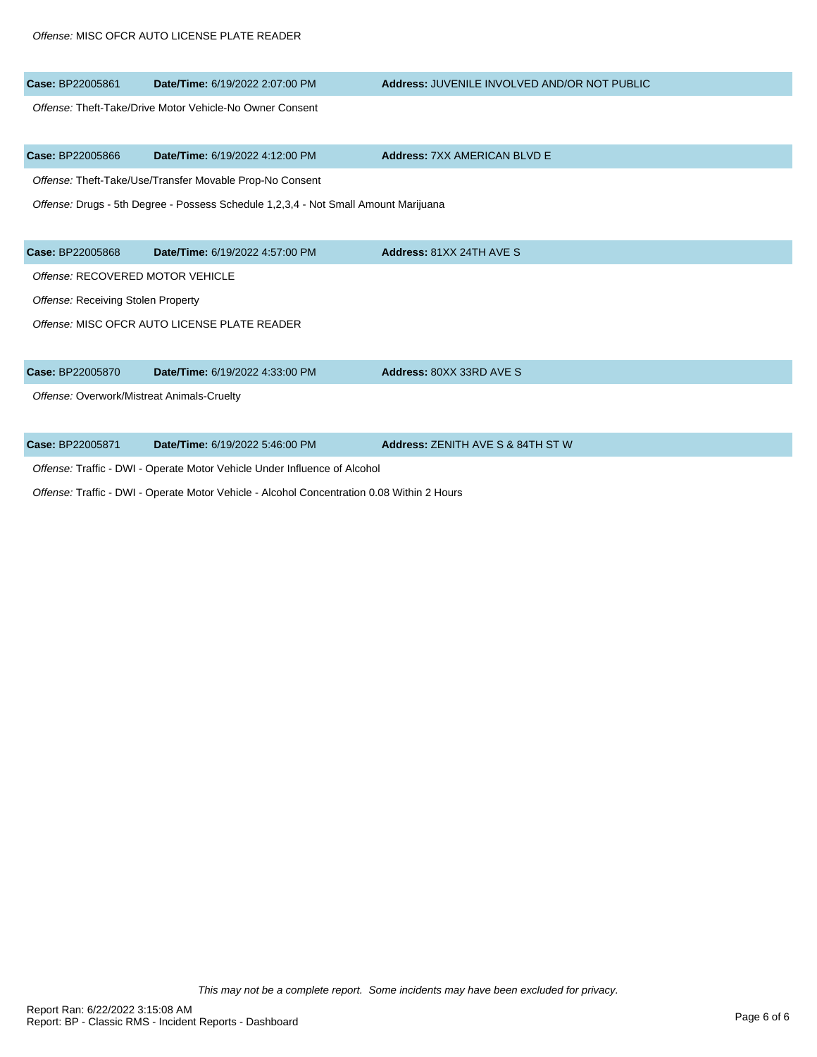*Offense:* MISC OFCR AUTO LICENSE PLATE READER

**Case:** BP22005861 **Date/Time:** 6/19/2022 2:07:00 PM **Address:** JUVENILE INVOLVED AND/OR NOT PUBLIC

*Offense:* Theft-Take/Drive Motor Vehicle-No Owner Consent

**Case:** BP22005866 **Date/Time:** 6/19/2022 4:12:00 PM **Address:** 7XX AMERICAN BLVD E

*Offense:* Theft-Take/Use/Transfer Movable Prop-No Consent

*Offense:* Drugs - 5th Degree - Possess Schedule 1,2,3,4 - Not Small Amount Marijuana

**Case:** BP22005868 **Date/Time:** 6/19/2022 4:57:00 PM **Address:** 81XX 24TH AVE S

*Offense:* RECOVERED MOTOR VEHICLE

*Offense:* Receiving Stolen Property

*Offense:* MISC OFCR AUTO LICENSE PLATE READER

**Case:** BP22005870 **Date/Time:** 6/19/2022 4:33:00 PM **Address:** 80XX 33RD AVE S

*Offense:* Overwork/Mistreat Animals-Cruelty

**Case:** BP22005871 **Date/Time:** 6/19/2022 5:46:00 PM **Address:** ZENITH AVE S & 84TH ST W

*Offense:* Traffic - DWI - Operate Motor Vehicle Under Influence of Alcohol

*Offense:* Traffic - DWI - Operate Motor Vehicle - Alcohol Concentration 0.08 Within 2 Hours

*This may not be a complete report. Some incidents may have been excluded for privacy.*

Report Ran: 6/22/2022 3:15:08 AM
Report: BP - Classic RMS - Incident Reports - Dashboard